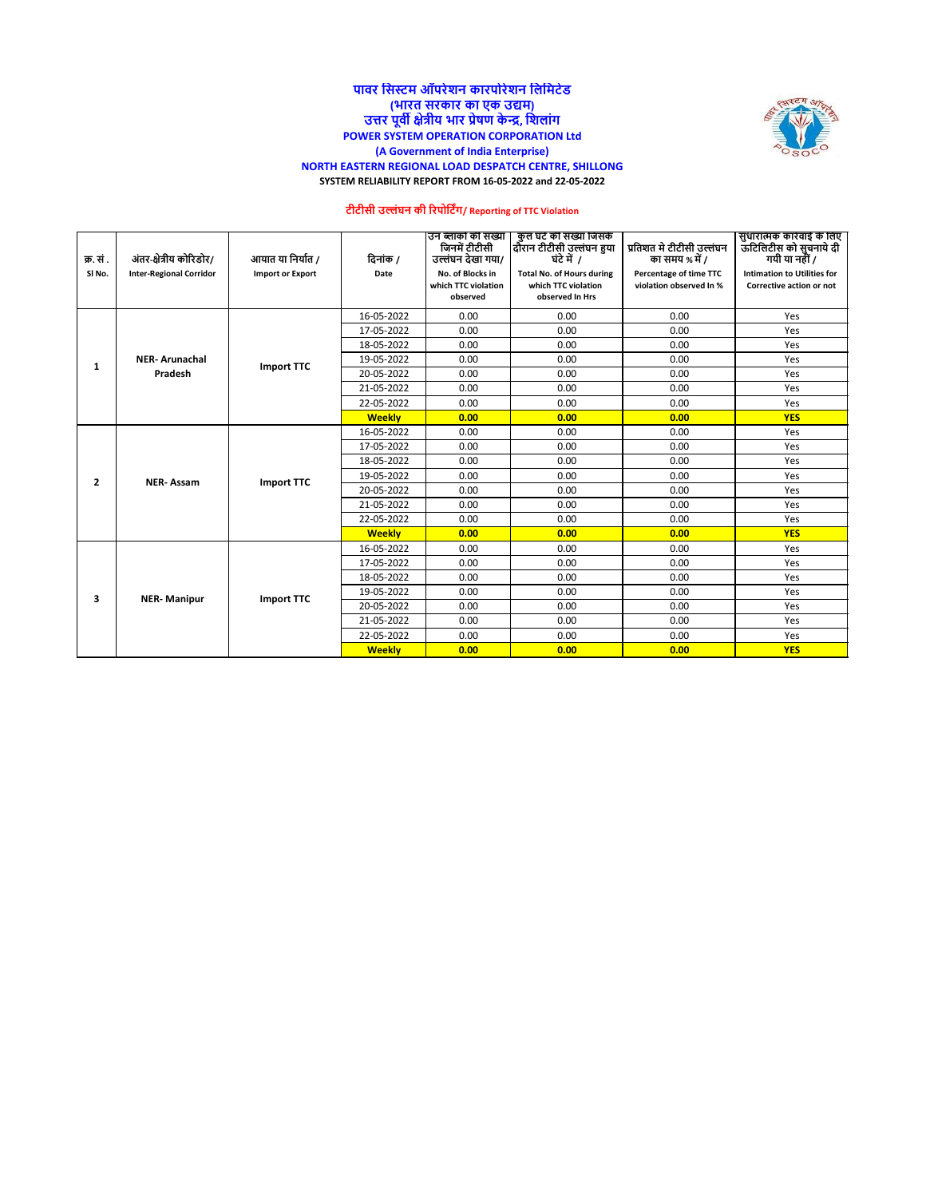# पावर सिस्टम ऑपरेशन कारपोरेशन लिमिटेड
## (भारत सरकार का एक उद्यम)
## उत्तर पूर्वी क्षेत्रीय भार प्रेषण केन्द्र, शिलांग
## POWER SYSTEM OPERATION CORPORATION Ltd
## (A Government of India Enterprise)
## NORTH EASTERN REGIONAL LOAD DESPATCH CENTRE, SHILLONG

**SYSTEM RELIABILITY REPORT FROM 16-05-2022 and 22-05-2022**

### टीटीसी उल्लंघन की रिपोर्टिंग/ Reporting of TTC Violation

| क्र. सं. / Sl No. | अंतर-क्षेत्रीय कोरिडोर/ Inter-Regional Corridor | आयात या निर्यात / Import or Export | दिनांक / Date | उन ब्लाकों की संख्या जिनमें टीटीसी उल्लंघन देखा गया/ No. of Blocks in which TTC violation observed | कुल घंटे की संख्या जिसके दौरान टीटीसी उल्लंघन हुआ घंटे में / Total No. of Hours during which TTC violation observed In Hrs | प्रतिशत मे टीटीसी उल्लंघन का समय % में / Percentage of time TTC violation observed In % | सुधारात्मक कारवाई के लिए ऊटिलिटीस को सुचनाये दी गयी या नहीं / Intimation to Utilities for Corrective action or not |
|---|---|---|---|---|---|---|---|
| 1 | NER- Arunachal Pradesh | Import TTC | 16-05-2022 | 0.00 | 0.00 | 0.00 | Yes |
| | | | 17-05-2022 | 0.00 | 0.00 | 0.00 | Yes |
| | | | 18-05-2022 | 0.00 | 0.00 | 0.00 | Yes |
| | | | 19-05-2022 | 0.00 | 0.00 | 0.00 | Yes |
| | | | 20-05-2022 | 0.00 | 0.00 | 0.00 | Yes |
| | | | 21-05-2022 | 0.00 | 0.00 | 0.00 | Yes |
| | | | 22-05-2022 | 0.00 | 0.00 | 0.00 | Yes |
| | | | **Weekly** | **0.00** | **0.00** | **0.00** | **YES** |
| 2 | NER- Assam | Import TTC | 16-05-2022 | 0.00 | 0.00 | 0.00 | Yes |
| | | | 17-05-2022 | 0.00 | 0.00 | 0.00 | Yes |
| | | | 18-05-2022 | 0.00 | 0.00 | 0.00 | Yes |
| | | | 19-05-2022 | 0.00 | 0.00 | 0.00 | Yes |
| | | | 20-05-2022 | 0.00 | 0.00 | 0.00 | Yes |
| | | | 21-05-2022 | 0.00 | 0.00 | 0.00 | Yes |
| | | | 22-05-2022 | 0.00 | 0.00 | 0.00 | Yes |
| | | | **Weekly** | **0.00** | **0.00** | **0.00** | **YES** |
| 3 | NER- Manipur | Import TTC | 16-05-2022 | 0.00 | 0.00 | 0.00 | Yes |
| | | | 17-05-2022 | 0.00 | 0.00 | 0.00 | Yes |
| | | | 18-05-2022 | 0.00 | 0.00 | 0.00 | Yes |
| | | | 19-05-2022 | 0.00 | 0.00 | 0.00 | Yes |
| | | | 20-05-2022 | 0.00 | 0.00 | 0.00 | Yes |
| | | | 21-05-2022 | 0.00 | 0.00 | 0.00 | Yes |
| | | | 22-05-2022 | 0.00 | 0.00 | 0.00 | Yes |
| | | | **Weekly** | **0.00** | **0.00** | **0.00** | **YES** |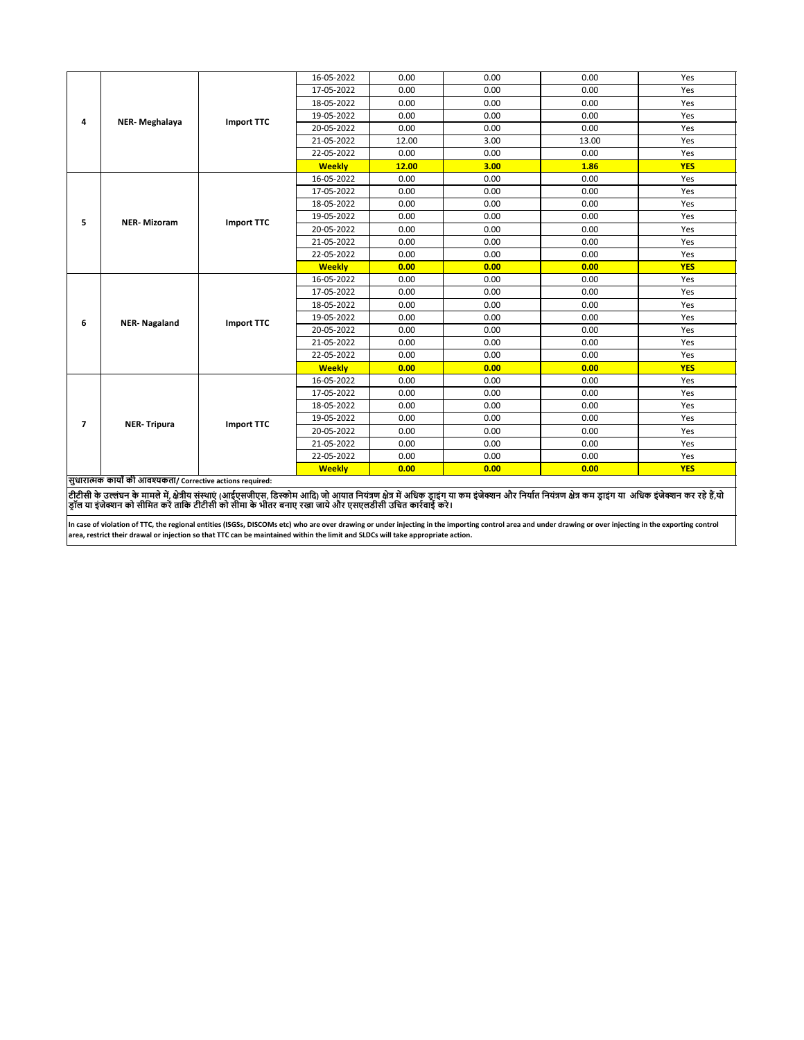| 4 | NER- Meghalaya | Import TTC | 16-05-2022 | 0.00 | 0.00 | 0.00 | Yes |
|---|---|---|---|---|---|---|---|
| | | | 17-05-2022 | 0.00 | 0.00 | 0.00 | Yes |
| | | | 18-05-2022 | 0.00 | 0.00 | 0.00 | Yes |
| | | | 19-05-2022 | 0.00 | 0.00 | 0.00 | Yes |
| | | | 20-05-2022 | 0.00 | 0.00 | 0.00 | Yes |
| | | | 21-05-2022 | 12.00 | 3.00 | 13.00 | Yes |
| | | | 22-05-2022 | 0.00 | 0.00 | 0.00 | Yes |
| | | | **Weekly** | **12.00** | **3.00** | **1.86** | **YES** |
| 5 | NER- Mizoram | Import TTC | 16-05-2022 | 0.00 | 0.00 | 0.00 | Yes |
| | | | 17-05-2022 | 0.00 | 0.00 | 0.00 | Yes |
| | | | 18-05-2022 | 0.00 | 0.00 | 0.00 | Yes |
| | | | 19-05-2022 | 0.00 | 0.00 | 0.00 | Yes |
| | | | 20-05-2022 | 0.00 | 0.00 | 0.00 | Yes |
| | | | 21-05-2022 | 0.00 | 0.00 | 0.00 | Yes |
| | | | 22-05-2022 | 0.00 | 0.00 | 0.00 | Yes |
| | | | **Weekly** | **0.00** | **0.00** | **0.00** | **YES** |
| 6 | NER- Nagaland | Import TTC | 16-05-2022 | 0.00 | 0.00 | 0.00 | Yes |
| | | | 17-05-2022 | 0.00 | 0.00 | 0.00 | Yes |
| | | | 18-05-2022 | 0.00 | 0.00 | 0.00 | Yes |
| | | | 19-05-2022 | 0.00 | 0.00 | 0.00 | Yes |
| | | | 20-05-2022 | 0.00 | 0.00 | 0.00 | Yes |
| | | | 21-05-2022 | 0.00 | 0.00 | 0.00 | Yes |
| | | | 22-05-2022 | 0.00 | 0.00 | 0.00 | Yes |
| | | | **Weekly** | **0.00** | **0.00** | **0.00** | **YES** |
| 7 | NER- Tripura | Import TTC | 16-05-2022 | 0.00 | 0.00 | 0.00 | Yes |
| | | | 17-05-2022 | 0.00 | 0.00 | 0.00 | Yes |
| | | | 18-05-2022 | 0.00 | 0.00 | 0.00 | Yes |
| | | | 19-05-2022 | 0.00 | 0.00 | 0.00 | Yes |
| | | | 20-05-2022 | 0.00 | 0.00 | 0.00 | Yes |
| | | | 21-05-2022 | 0.00 | 0.00 | 0.00 | Yes |
| | | | 22-05-2022 | 0.00 | 0.00 | 0.00 | Yes |
| | | | **Weekly** | **0.00** | **0.00** | **0.00** | **YES** |

**सुधारात्मक कार्यों की आवश्यकता/ Corrective actions required:**

**टीटीसी के उल्लंघन के मामले में, क्षेत्रीय संस्थाएं (आईएसजीएस, डिस्कोम आदि) जो आयात नियंत्रण क्षेत्र में अधिक ड्राइंग या कम इंजेक्शन और निर्यात नियंत्रण क्षेत्र कम ड्राइंग या अधिक इंजेक्शन कर रहे हैं,वो ड्रॉल या इंजेक्शन को सीमित करें ताकि टीटीसी को सीमा के भीतर बनाए रखा जाये और एसएलडीसी उचित कार्रवाई करे।**

**In case of violation of TTC, the regional entities (ISGSs, DISCOMs etc) who are over drawing or under injecting in the importing control area and under drawing or over injecting in the exporting control area, restrict their drawal or injection so that TTC can be maintained within the limit and SLDCs will take appropriate action.**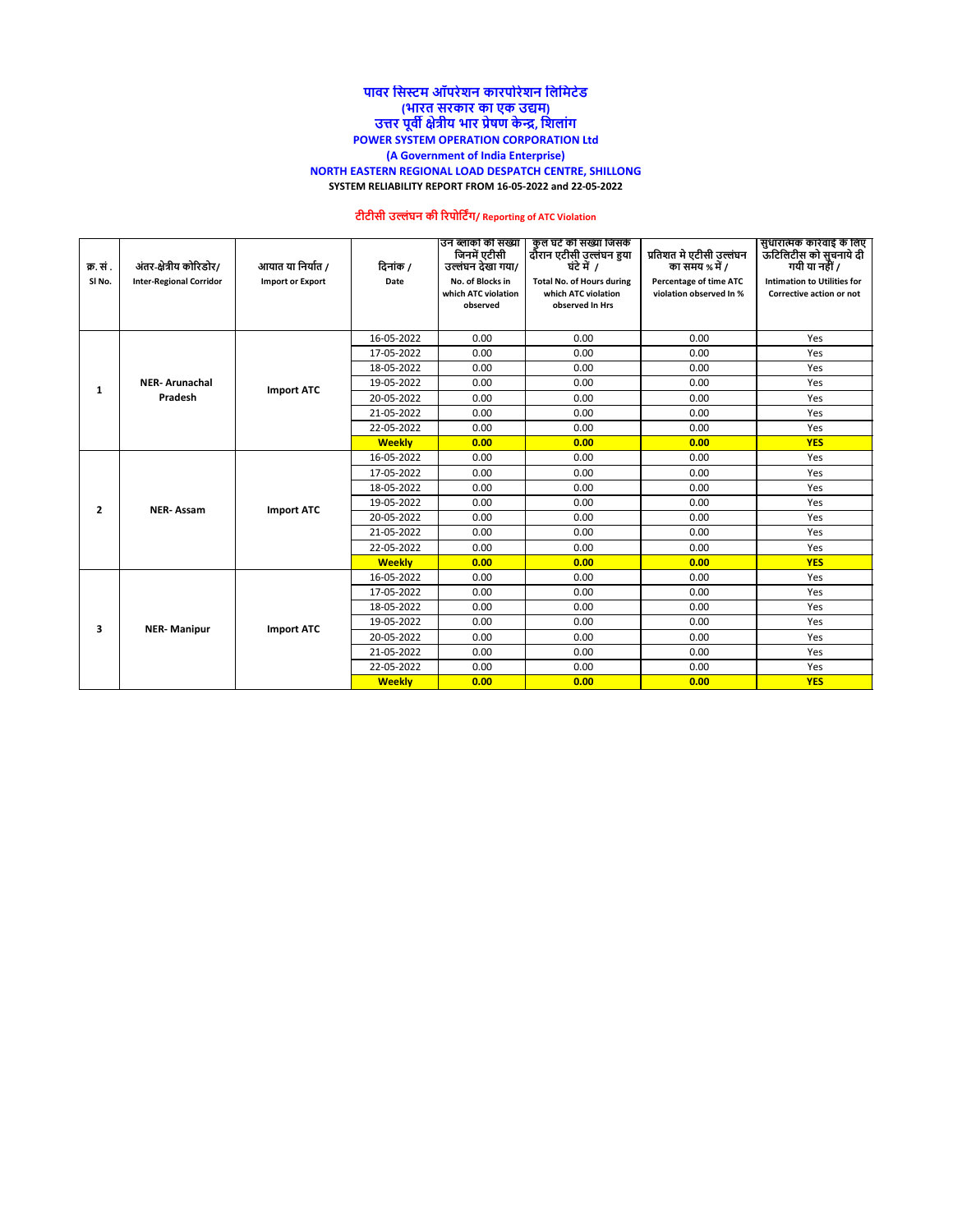# पावर सिस्टम ऑपरेशन कारपोरेशन लिमिटेड
## (भारत सरकार का एक उद्यम)
## उत्तर पूर्वी क्षेत्रीय भार प्रेषण केन्द्र, शिलांग
## POWER SYSTEM OPERATION CORPORATION Ltd
## (A Government of India Enterprise)
## NORTH EASTERN REGIONAL LOAD DESPATCH CENTRE, SHILLONG

**SYSTEM RELIABILITY REPORT FROM 16-05-2022 and 22-05-2022**

### टीटीसी उल्लंघन की रिपोर्टिंग/ Reporting of ATC Violation

| क्र. सं . Sl No. | अंतर-क्षेत्रीय कोरिडोर/ Inter-Regional Corridor | आयात या निर्यात / Import or Export | दिनांक / Date | उन ब्लाकों की संख्या जिनमें एटीसी उल्लंघन देखा गया/ No. of Blocks in which ATC violation observed | कुल घंटे की संख्या जिसके दौरान एटीसी उल्लंघन हुआ घंटे में / Total No. of Hours during which ATC violation observed In Hrs | प्रतिशत मे एटीसी उल्लंघन का समय % में / Percentage of time ATC violation observed In % | सुधारात्मक कारवाई के लिए ऊटिलिटीस को सूचनाये दी गयी या नहीं / Intimation to Utilities for Corrective action or not |
|---|---|---|---|---|---|---|---|
| 1 | NER- Arunachal Pradesh | Import ATC | 16-05-2022 | 0.00 | 0.00 | 0.00 | Yes |
| | | | 17-05-2022 | 0.00 | 0.00 | 0.00 | Yes |
| | | | 18-05-2022 | 0.00 | 0.00 | 0.00 | Yes |
| | | | 19-05-2022 | 0.00 | 0.00 | 0.00 | Yes |
| | | | 20-05-2022 | 0.00 | 0.00 | 0.00 | Yes |
| | | | 21-05-2022 | 0.00 | 0.00 | 0.00 | Yes |
| | | | 22-05-2022 | 0.00 | 0.00 | 0.00 | Yes |
| | | | **Weekly** | **0.00** | **0.00** | **0.00** | **YES** |
| 2 | NER- Assam | Import ATC | 16-05-2022 | 0.00 | 0.00 | 0.00 | Yes |
| | | | 17-05-2022 | 0.00 | 0.00 | 0.00 | Yes |
| | | | 18-05-2022 | 0.00 | 0.00 | 0.00 | Yes |
| | | | 19-05-2022 | 0.00 | 0.00 | 0.00 | Yes |
| | | | 20-05-2022 | 0.00 | 0.00 | 0.00 | Yes |
| | | | 21-05-2022 | 0.00 | 0.00 | 0.00 | Yes |
| | | | 22-05-2022 | 0.00 | 0.00 | 0.00 | Yes |
| | | | **Weekly** | **0.00** | **0.00** | **0.00** | **YES** |
| 3 | NER- Manipur | Import ATC | 16-05-2022 | 0.00 | 0.00 | 0.00 | Yes |
| | | | 17-05-2022 | 0.00 | 0.00 | 0.00 | Yes |
| | | | 18-05-2022 | 0.00 | 0.00 | 0.00 | Yes |
| | | | 19-05-2022 | 0.00 | 0.00 | 0.00 | Yes |
| | | | 20-05-2022 | 0.00 | 0.00 | 0.00 | Yes |
| | | | 21-05-2022 | 0.00 | 0.00 | 0.00 | Yes |
| | | | 22-05-2022 | 0.00 | 0.00 | 0.00 | Yes |
| | | | **Weekly** | **0.00** | **0.00** | **0.00** | **YES** |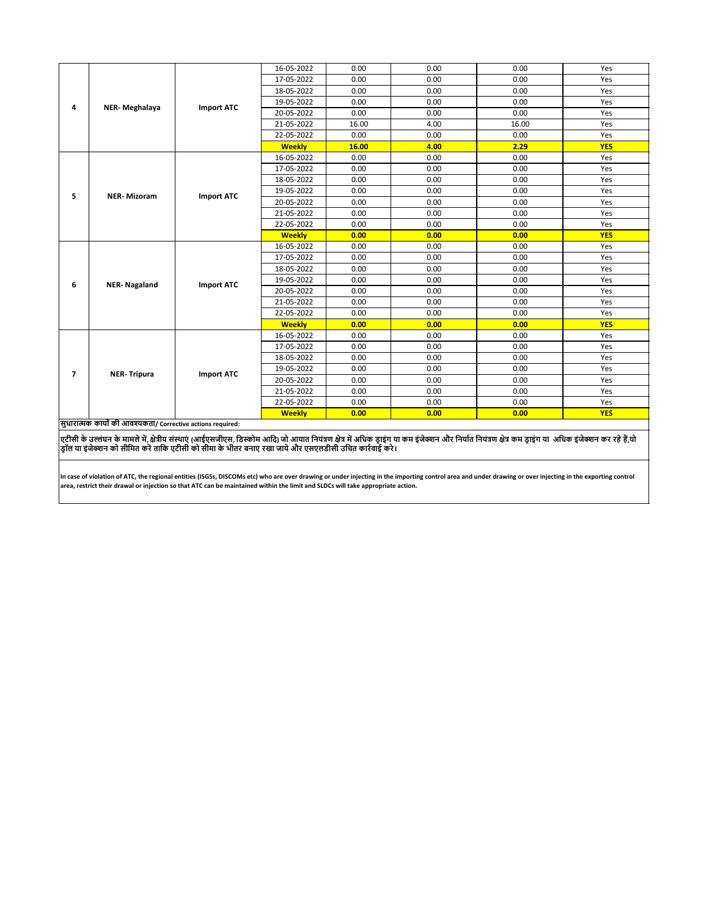| | | | | | | | |
|---|---|---|---|---|---|---|---|
| 4 | NER- Meghalaya | Import ATC | 16-05-2022 | 0.00 | 0.00 | 0.00 | Yes |
| | | | 17-05-2022 | 0.00 | 0.00 | 0.00 | Yes |
| | | | 18-05-2022 | 0.00 | 0.00 | 0.00 | Yes |
| | | | 19-05-2022 | 0.00 | 0.00 | 0.00 | Yes |
| | | | 20-05-2022 | 0.00 | 0.00 | 0.00 | Yes |
| | | | 21-05-2022 | 16.00 | 4.00 | 16.00 | Yes |
| | | | 22-05-2022 | 0.00 | 0.00 | 0.00 | Yes |
| | | | **Weekly** | **16.00** | **4.00** | **2.29** | **YES** |
| 5 | NER- Mizoram | Import ATC | 16-05-2022 | 0.00 | 0.00 | 0.00 | Yes |
| | | | 17-05-2022 | 0.00 | 0.00 | 0.00 | Yes |
| | | | 18-05-2022 | 0.00 | 0.00 | 0.00 | Yes |
| | | | 19-05-2022 | 0.00 | 0.00 | 0.00 | Yes |
| | | | 20-05-2022 | 0.00 | 0.00 | 0.00 | Yes |
| | | | 21-05-2022 | 0.00 | 0.00 | 0.00 | Yes |
| | | | 22-05-2022 | 0.00 | 0.00 | 0.00 | Yes |
| | | | **Weekly** | **0.00** | **0.00** | **0.00** | **YES** |
| 6 | NER- Nagaland | Import ATC | 16-05-2022 | 0.00 | 0.00 | 0.00 | Yes |
| | | | 17-05-2022 | 0.00 | 0.00 | 0.00 | Yes |
| | | | 18-05-2022 | 0.00 | 0.00 | 0.00 | Yes |
| | | | 19-05-2022 | 0.00 | 0.00 | 0.00 | Yes |
| | | | 20-05-2022 | 0.00 | 0.00 | 0.00 | Yes |
| | | | 21-05-2022 | 0.00 | 0.00 | 0.00 | Yes |
| | | | 22-05-2022 | 0.00 | 0.00 | 0.00 | Yes |
| | | | **Weekly** | **0.00** | **0.00** | **0.00** | **YES** |
| 7 | NER- Tripura | Import ATC | 16-05-2022 | 0.00 | 0.00 | 0.00 | Yes |
| | | | 17-05-2022 | 0.00 | 0.00 | 0.00 | Yes |
| | | | 18-05-2022 | 0.00 | 0.00 | 0.00 | Yes |
| | | | 19-05-2022 | 0.00 | 0.00 | 0.00 | Yes |
| | | | 20-05-2022 | 0.00 | 0.00 | 0.00 | Yes |
| | | | 21-05-2022 | 0.00 | 0.00 | 0.00 | Yes |
| | | | 22-05-2022 | 0.00 | 0.00 | 0.00 | Yes |
| | | | **Weekly** | **0.00** | **0.00** | **0.00** | **YES** |

**सुधारात्मक कार्यों की आवश्यकता/ Corrective actions required:**

**एटीसी के उल्लंघन के मामले में, क्षेत्रीय संस्थाएं (आईएसजीएस, डिस्कोम आदि) जो आयात नियंत्रण क्षेत्र में अधिक ड्राइंग या कम इंजेक्शन और निर्यात नियंत्रण क्षेत्र कम ड्राइंग या अधिक इंजेक्शन कर रहे हैं,यो ड्रॉल या इंजेक्शन को सीमित करें ताकि एटीसी को सीमा के भीतर बनाए रखा जाये और एसएलडीसी उचित कार्रवाई करे।**

**In case of violation of ATC, the regional entities (ISGSs, DISCOMs etc) who are over drawing or under injecting in the importing control area and under drawing or over injecting in the exporting control area, restrict their drawal or injection so that ATC can be maintained within the limit and SLDCs will take appropriate action.**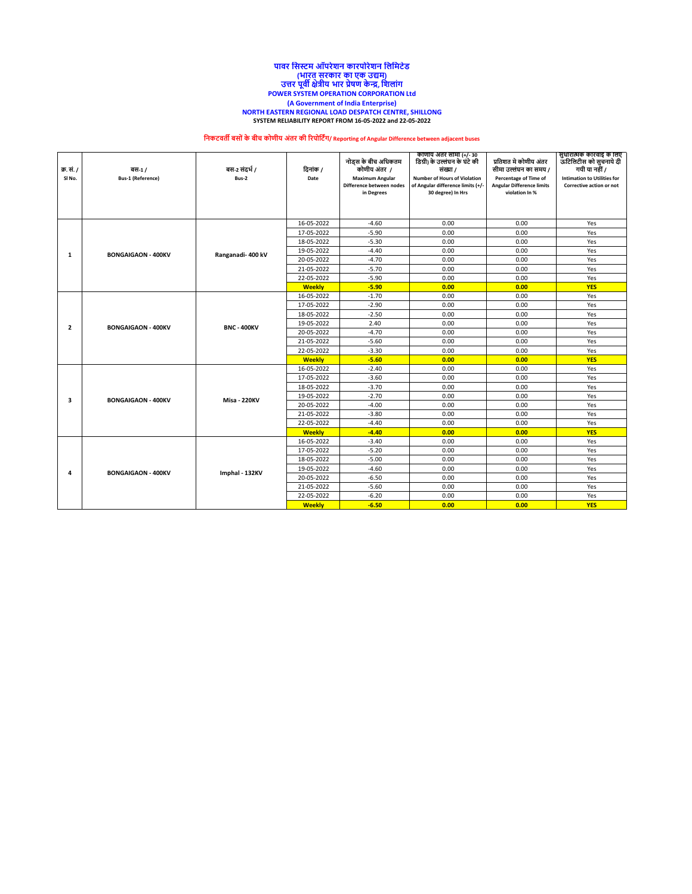# पावर सिस्टम ऑपरेशन कारपोरेशन लिमिटेड
## (भारत सरकार का एक उद्यम)
## उत्तर पूर्वी क्षेत्रीय भार प्रेषण केन्द्र, शिलांग

**POWER SYSTEM OPERATION CORPORATION Ltd**

**(A Government of India Enterprise)**

**NORTH EASTERN REGIONAL LOAD DESPATCH CENTRE, SHILLONG**

**SYSTEM RELIABILITY REPORT FROM 16-05-2022 and 22-05-2022**

### निकटवर्ती बसों के बीच कोणीय अंतर की रिपोर्टिंग/ Reporting of Angular Difference between adjacent buses

| क्र. सं. / Sl No. | बस-1 / Bus-1 (Reference) | बस-2 संदर्भ / Bus-2 | दिनांक / Date | नोड्स के बीच अधिकतम कोणीय अंतर / Maximum Angular Difference between nodes in Degrees | कोणीय अंतर सीमा (+/- 30 डिग्री) के उल्लंघन के घंटे की संख्या / Number of Hours of Violation of Angular difference limits (+/- 30 degree) In Hrs | प्रतिशत मे कोणीय अंतर सीमा उल्लंघन का समय / Percentage of Time of Angular Difference limits violation In % | सुधारात्मक कारवाइ के लिए ऊटिलिटीस को सुचनाये दी गयी या नहीं / Intimation to Utilities for Corrective action or not |
|---|---|---|---|---|---|---|---|
| 1 | BONGAIGAON - 400KV | Ranganadi- 400 kV | 16-05-2022 | -4.60 | 0.00 | 0.00 | Yes |
| | | | 17-05-2022 | -5.90 | 0.00 | 0.00 | Yes |
| | | | 18-05-2022 | -5.30 | 0.00 | 0.00 | Yes |
| | | | 19-05-2022 | -4.40 | 0.00 | 0.00 | Yes |
| | | | 20-05-2022 | -4.70 | 0.00 | 0.00 | Yes |
| | | | 21-05-2022 | -5.70 | 0.00 | 0.00 | Yes |
| | | | 22-05-2022 | -5.90 | 0.00 | 0.00 | Yes |
| | | | **Weekly** | **-5.90** | **0.00** | **0.00** | **YES** |
| 2 | BONGAIGAON - 400KV | BNC - 400KV | 16-05-2022 | -1.70 | 0.00 | 0.00 | Yes |
| | | | 17-05-2022 | -2.90 | 0.00 | 0.00 | Yes |
| | | | 18-05-2022 | -2.50 | 0.00 | 0.00 | Yes |
| | | | 19-05-2022 | 2.40 | 0.00 | 0.00 | Yes |
| | | | 20-05-2022 | -4.70 | 0.00 | 0.00 | Yes |
| | | | 21-05-2022 | -5.60 | 0.00 | 0.00 | Yes |
| | | | 22-05-2022 | -3.30 | 0.00 | 0.00 | Yes |
| | | | **Weekly** | **-5.60** | **0.00** | **0.00** | **YES** |
| 3 | BONGAIGAON - 400KV | Misa - 220KV | 16-05-2022 | -2.40 | 0.00 | 0.00 | Yes |
| | | | 17-05-2022 | -3.60 | 0.00 | 0.00 | Yes |
| | | | 18-05-2022 | -3.70 | 0.00 | 0.00 | Yes |
| | | | 19-05-2022 | -2.70 | 0.00 | 0.00 | Yes |
| | | | 20-05-2022 | -4.00 | 0.00 | 0.00 | Yes |
| | | | 21-05-2022 | -3.80 | 0.00 | 0.00 | Yes |
| | | | 22-05-2022 | -4.40 | 0.00 | 0.00 | Yes |
| | | | **Weekly** | **-4.40** | **0.00** | **0.00** | **YES** |
| 4 | BONGAIGAON - 400KV | Imphal - 132KV | 16-05-2022 | -3.40 | 0.00 | 0.00 | Yes |
| | | | 17-05-2022 | -5.20 | 0.00 | 0.00 | Yes |
| | | | 18-05-2022 | -5.00 | 0.00 | 0.00 | Yes |
| | | | 19-05-2022 | -4.60 | 0.00 | 0.00 | Yes |
| | | | 20-05-2022 | -6.50 | 0.00 | 0.00 | Yes |
| | | | 21-05-2022 | -5.60 | 0.00 | 0.00 | Yes |
| | | | 22-05-2022 | -6.20 | 0.00 | 0.00 | Yes |
| | | | **Weekly** | **-6.50** | **0.00** | **0.00** | **YES** |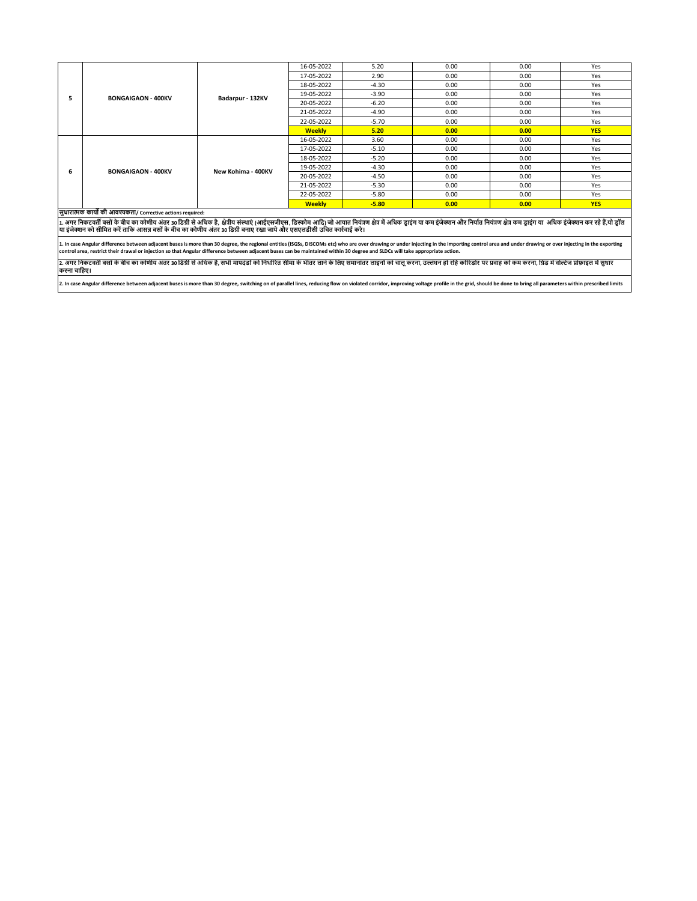| | | | | | | | |
|---|---|---|---|---|---|---|---|
| 5 | BONGAIGAON - 400KV | Badarpur - 132KV | 16-05-2022 | 5.20 | 0.00 | 0.00 | Yes |
| | | | 17-05-2022 | 2.90 | 0.00 | 0.00 | Yes |
| | | | 18-05-2022 | -4.30 | 0.00 | 0.00 | Yes |
| | | | 19-05-2022 | -3.90 | 0.00 | 0.00 | Yes |
| | | | 20-05-2022 | -6.20 | 0.00 | 0.00 | Yes |
| | | | 21-05-2022 | -4.90 | 0.00 | 0.00 | Yes |
| | | | 22-05-2022 | -5.70 | 0.00 | 0.00 | Yes |
| | | | **Weekly** | **5.20** | **0.00** | **0.00** | **YES** |
| 6 | BONGAIGAON - 400KV | New Kohima - 400KV | 16-05-2022 | 3.60 | 0.00 | 0.00 | Yes |
| | | | 17-05-2022 | -5.10 | 0.00 | 0.00 | Yes |
| | | | 18-05-2022 | -5.20 | 0.00 | 0.00 | Yes |
| | | | 19-05-2022 | -4.30 | 0.00 | 0.00 | Yes |
| | | | 20-05-2022 | -4.50 | 0.00 | 0.00 | Yes |
| | | | 21-05-2022 | -5.30 | 0.00 | 0.00 | Yes |
| | | | 22-05-2022 | -5.80 | 0.00 | 0.00 | Yes |
| | | | **Weekly** | **-5.80** | **0.00** | **0.00** | **YES** |

**सुधारात्मक कार्यों की आवश्यकता/ Corrective actions required:**

**1. अगर निकटवर्ती बसों के बीच का कोणीय अंतर 30 डिग्री से अधिक है, क्षेत्रीय संस्थाएं (आईएसजीएस, डिस्कोम आदि) जो आयात नियंत्रण क्षेत्र में अधिक ड्राइंग या कम इंजेक्शन और निर्यात नियंत्रण क्षेत्र कम ड्राइंग या अधिक इंजेक्शन कर रहे हैं,वो ड्रॉल या इंजेक्शन को सीमित करें ताकि आसन्न बसों के बीच का कोणीय अंतर 30 डिग्री बनाए रखा जाये और एसएलडीसी उचित कार्रवाई करे।**

**1. In case Angular difference between adjacent buses is more than 30 degree, the regional entities (ISGSs, DISCOMs etc) who are over drawing or under injecting in the importing control area and under drawing or over injecting in the exporting control area, restrict their drawal or injection so that Angular difference between adjacent buses can be maintained within 30 degree and SLDCs will take appropriate action.**

**2. अगर निकटवर्ती बसों के बीच का कोणीय अंतर 30 डिग्री से अधिक है, सभी मापदंडों को निर्धारित सीमा के भीतर लाने के लिए समानांतर लाइनों को चालू करना, उल्लंघन हो रहे कॉरिडोर पर प्रवाह को कम करना, ग्रिड में वोल्टेज प्रोफ़ाइल में सुधार करना चाहिए।**

**2. In case Angular difference between adjacent buses is more than 30 degree, switching on of parallel lines, reducing flow on violated corridor, improving voltage profile in the grid, should be done to bring all parameters within prescribed limits**